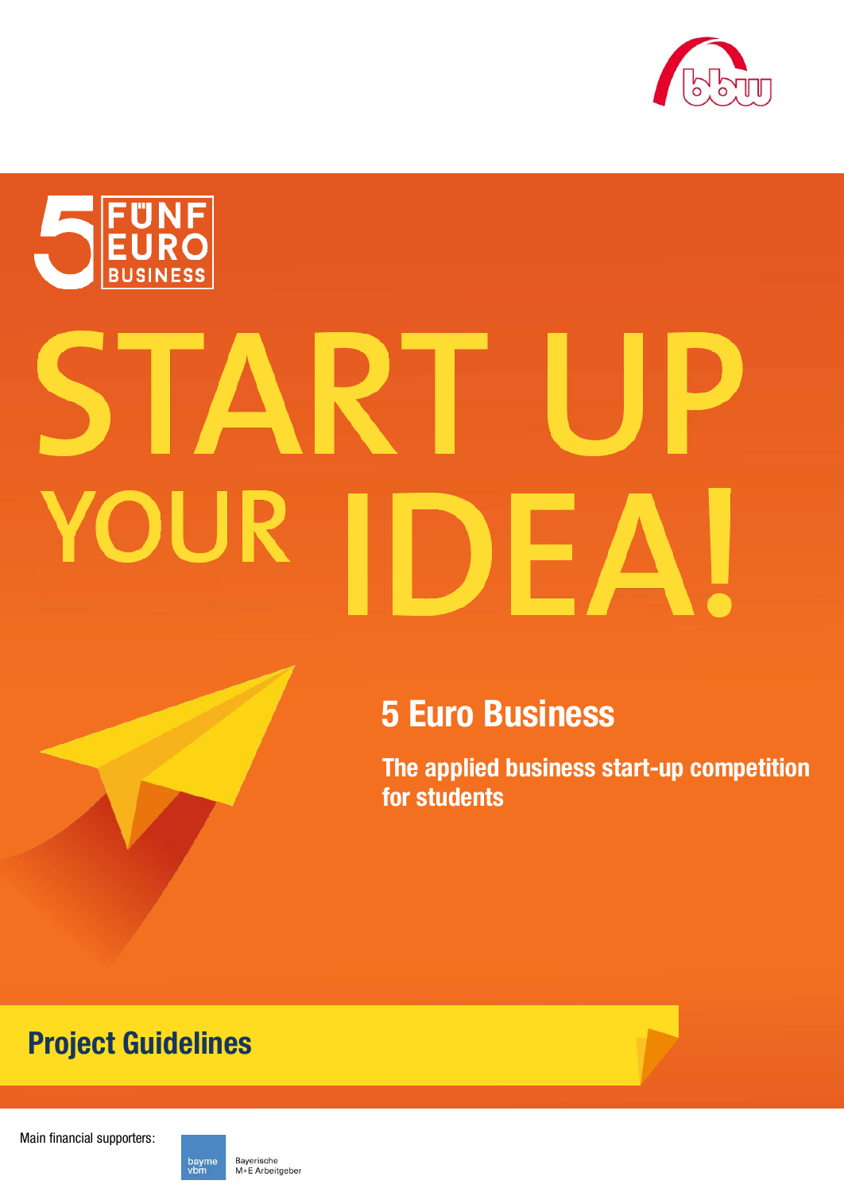FÜNF EURO BUSINESS

# START UP YOUR IDEA!

## 5 Euro Business

**The applied business start-up competition for students**

## Project Guidelines

Main financial supporters:

bayme vbm Bayerische M+E Arbeitgeber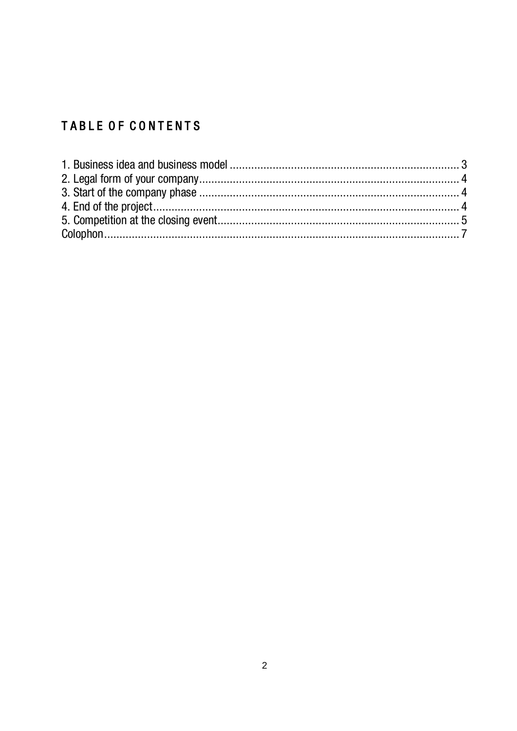# TABLE OF CONTENTS

1. Business idea and business model ........................................................................... 3
2. Legal form of your company.................................................................................... 4
3. Start of the company phase .................................................................................... 4
4. End of the project.................................................................................................... 4
5. Competition at the closing event.............................................................................. 5

Colophon..................................................................................................................... 7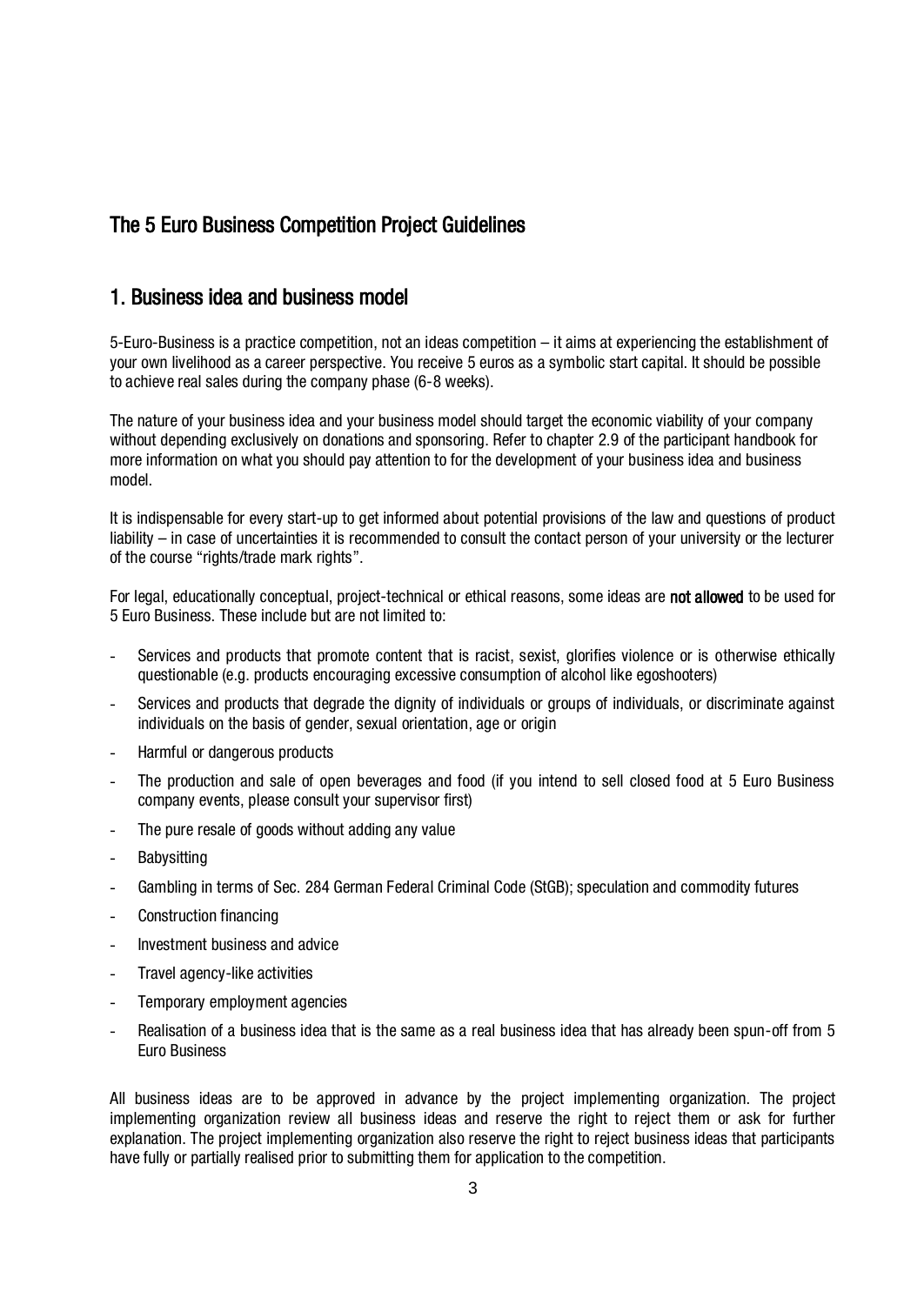## The 5 Euro Business Competition Project Guidelines

## 1. Business idea and business model

5-Euro-Business is a practice competition, not an ideas competition – it aims at experiencing the establishment of your own livelihood as a career perspective. You receive 5 euros as a symbolic start capital. It should be possible to achieve real sales during the company phase (6-8 weeks).

The nature of your business idea and your business model should target the economic viability of your company without depending exclusively on donations and sponsoring. Refer to chapter 2.9 of the participant handbook for more information on what you should pay attention to for the development of your business idea and business model.

It is indispensable for every start-up to get informed about potential provisions of the law and questions of product liability – in case of uncertainties it is recommended to consult the contact person of your university or the lecturer of the course "rights/trade mark rights".

For legal, educationally conceptual, project-technical or ethical reasons, some ideas are **not allowed** to be used for 5 Euro Business. These include but are not limited to:

- Services and products that promote content that is racist, sexist, glorifies violence or is otherwise ethically questionable (e.g. products encouraging excessive consumption of alcohol like egoshooters)
- Services and products that degrade the dignity of individuals or groups of individuals, or discriminate against individuals on the basis of gender, sexual orientation, age or origin
- Harmful or dangerous products
- The production and sale of open beverages and food (if you intend to sell closed food at 5 Euro Business company events, please consult your supervisor first)
- The pure resale of goods without adding any value
- Babysitting
- Gambling in terms of Sec. 284 German Federal Criminal Code (StGB); speculation and commodity futures
- Construction financing
- Investment business and advice
- Travel agency-like activities
- Temporary employment agencies
- Realisation of a business idea that is the same as a real business idea that has already been spun-off from 5 Euro Business

All business ideas are to be approved in advance by the project implementing organization. The project implementing organization review all business ideas and reserve the right to reject them or ask for further explanation. The project implementing organization also reserve the right to reject business ideas that participants have fully or partially realised prior to submitting them for application to the competition.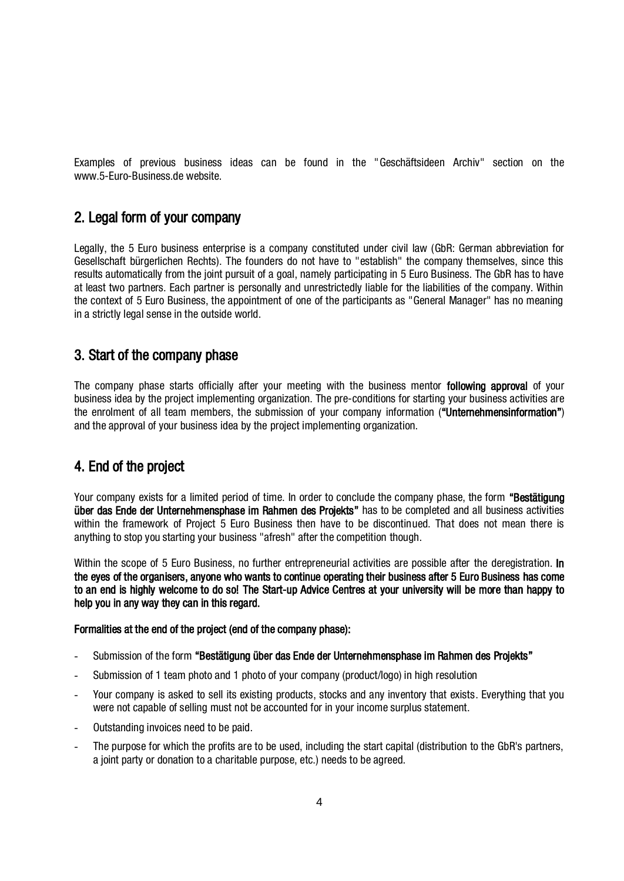Examples of previous business ideas can be found in the "Geschäftsideen Archiv" section on the www.5-Euro-Business.de website.

## 2. Legal form of your company

Legally, the 5 Euro business enterprise is a company constituted under civil law (GbR: German abbreviation for Gesellschaft bürgerlichen Rechts). The founders do not have to "establish" the company themselves, since this results automatically from the joint pursuit of a goal, namely participating in 5 Euro Business. The GbR has to have at least two partners. Each partner is personally and unrestrictedly liable for the liabilities of the company. Within the context of 5 Euro Business, the appointment of one of the participants as "General Manager" has no meaning in a strictly legal sense in the outside world.

## 3. Start of the company phase

The company phase starts officially after your meeting with the business mentor **following approval** of your business idea by the project implementing organization. The pre-conditions for starting your business activities are the enrolment of all team members, the submission of your company information (**"Unternehmensinformation"**) and the approval of your business idea by the project implementing organization.

## 4. End of the project

Your company exists for a limited period of time. In order to conclude the company phase, the form **"Bestätigung über das Ende der Unternehmensphase im Rahmen des Projekts"** has to be completed and all business activities within the framework of Project 5 Euro Business then have to be discontinued. That does not mean there is anything to stop you starting your business "afresh" after the competition though.

Within the scope of 5 Euro Business, no further entrepreneurial activities are possible after the deregistration. **In the eyes of the organisers, anyone who wants to continue operating their business after 5 Euro Business has come to an end is highly welcome to do so! The Start-up Advice Centres at your university will be more than happy to help you in any way they can in this regard.**

**Formalities at the end of the project (end of the company phase):**

- Submission of the form **"Bestätigung über das Ende der Unternehmensphase im Rahmen des Projekts"**
- Submission of 1 team photo and 1 photo of your company (product/logo) in high resolution
- Your company is asked to sell its existing products, stocks and any inventory that exists. Everything that you were not capable of selling must not be accounted for in your income surplus statement.
- Outstanding invoices need to be paid.
- The purpose for which the profits are to be used, including the start capital (distribution to the GbR's partners, a joint party or donation to a charitable purpose, etc.) needs to be agreed.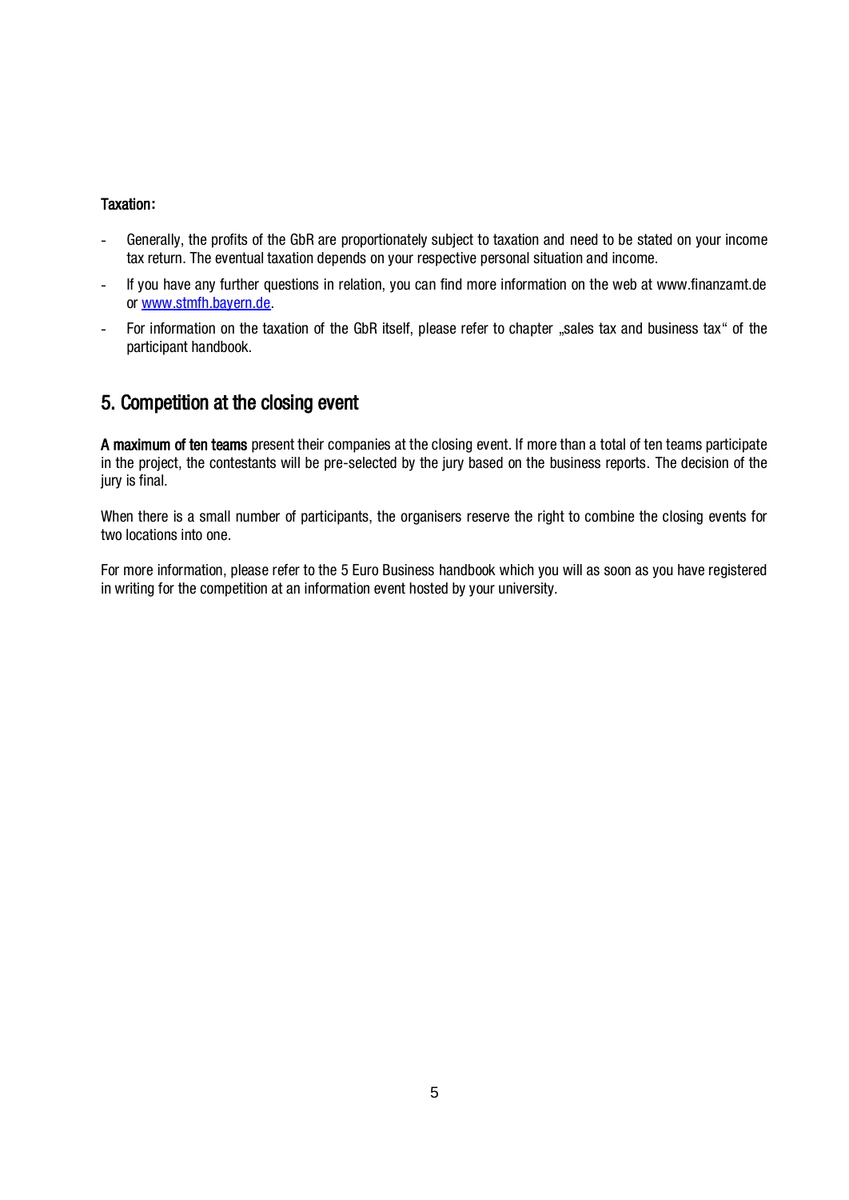**Taxation:**

- Generally, the profits of the GbR are proportionately subject to taxation and need to be stated on your income tax return. The eventual taxation depends on your respective personal situation and income.
- If you have any further questions in relation, you can find more information on the web at www.finanzamt.de or [www.stmfh.bayern.de](http://www.stmfh.bayern.de).
- For information on the taxation of the GbR itself, please refer to chapter „sales tax and business tax“ of the participant handbook.

## 5. Competition at the closing event

**A maximum of ten teams** present their companies at the closing event. If more than a total of ten teams participate in the project, the contestants will be pre-selected by the jury based on the business reports. The decision of the jury is final.

When there is a small number of participants, the organisers reserve the right to combine the closing events for two locations into one.

For more information, please refer to the 5 Euro Business handbook which you will as soon as you have registered in writing for the competition at an information event hosted by your university.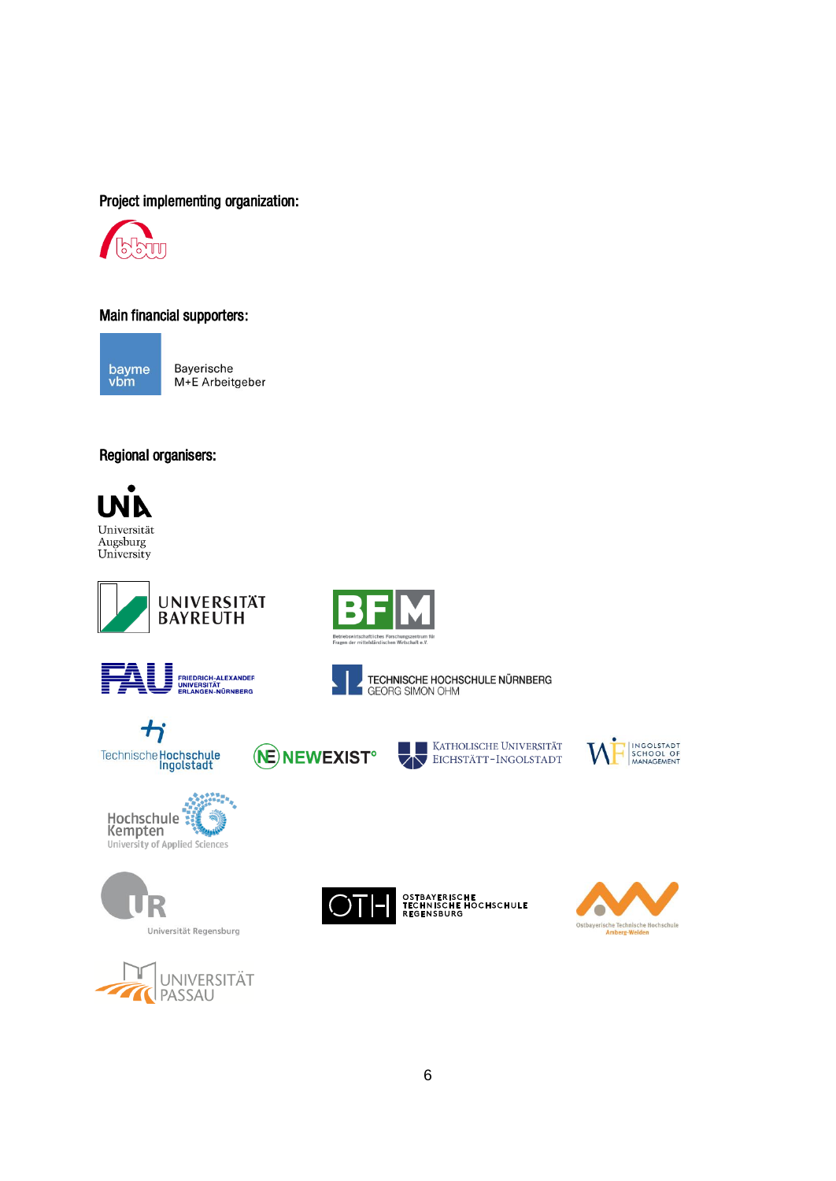**Project implementing organization:**

bbw

**Main financial supporters:**

bayme vbm

Bayerische
M+E Arbeitgeber

**Regional organisers:**

UNIA
Universität
Augsburg
University

UNIVERSITÄT
BAYREUTH

BFM
Betriebswirtschaftliches Forschungszentrum für
Fragen der mittelständischen Wirtschaft e.V.

FAU
FRIEDRICH-ALEXANDER
UNIVERSITÄT
ERLANGEN-NÜRNBERG

TECHNISCHE HOCHSCHULE NÜRNBERG
GEORG SIMON OHM

Technische Hochschule
Ingolstadt

NEWEXIST°

KATHOLISCHE UNIVERSITÄT
EICHSTÄTT-INGOLSTADT

WFI
INGOLSTADT
SCHOOL OF
MANAGEMENT

Hochschule
Kempten
University of Applied Sciences

UR
Universität Regensburg

OTH
OSTBAYERISCHE
TECHNISCHE HOCHSCHULE
REGENSBURG

Ostbayerische Technische Hochschule
Amberg-Weiden

UNIVERSITÄT
PASSAU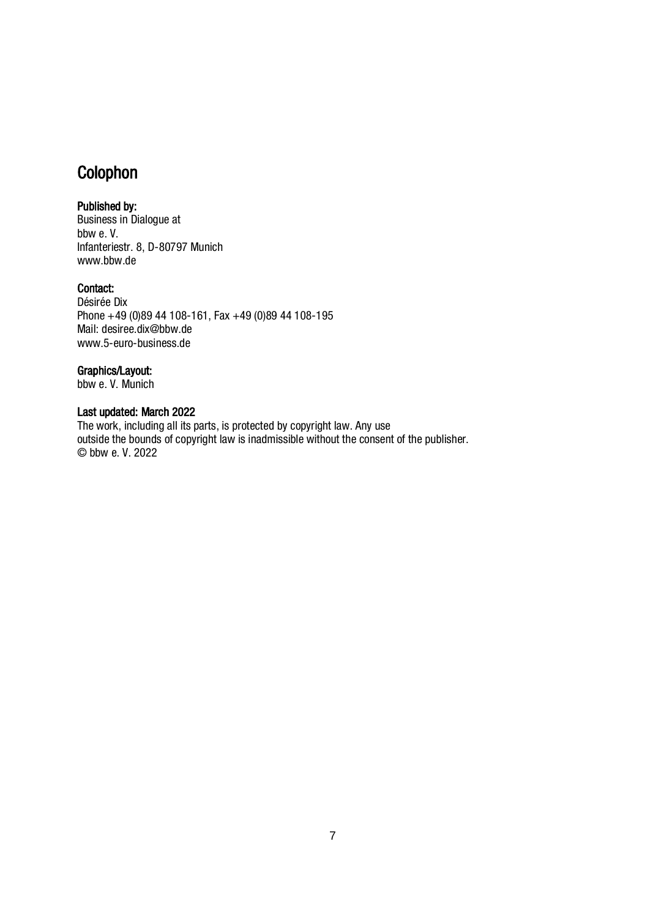# Colophon

**Published by:**
Business in Dialogue at
bbw e. V.
Infanteriestr. 8, D-80797 Munich
www.bbw.de

**Contact:**
Désirée Dix
Phone +49 (0)89 44 108-161, Fax +49 (0)89 44 108-195
Mail: desiree.dix@bbw.de
www.5-euro-business.de

**Graphics/Layout:**
bbw e. V. Munich

**Last updated: March 2022**
The work, including all its parts, is protected by copyright law. Any use
outside the bounds of copyright law is inadmissible without the consent of the publisher.
© bbw e. V. 2022